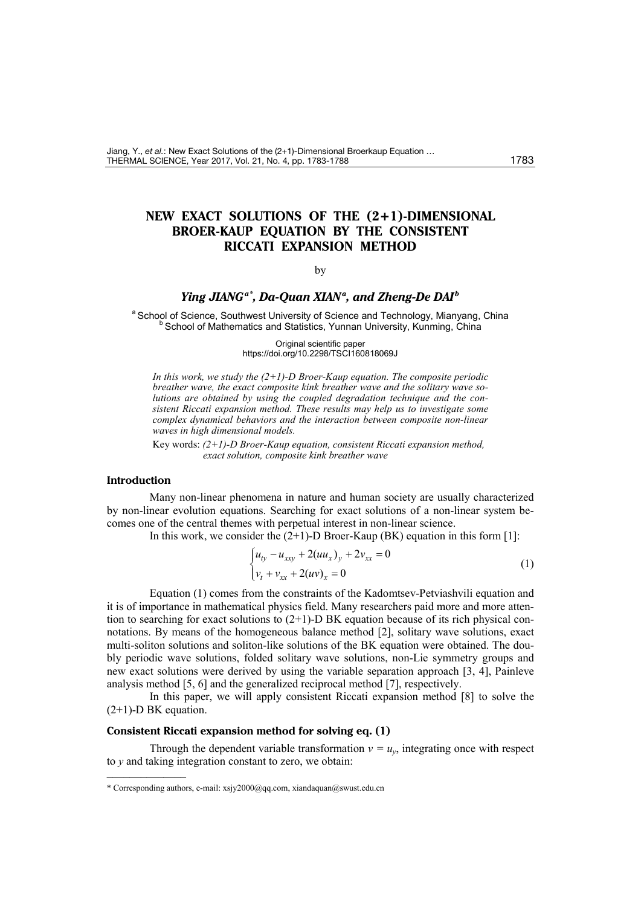# NEW EXACT SOLUTIONS OF THE (2+1)-DIMENSIONAL BROER-KAUP EQUATION BY THE CONSISTENT RICCATI EXPANSION METHOD

by

***Ying JIANG*** [a*], ***Da-Quan XIAN*** [a], ***and Zheng-De DAI*** [b]

[a] School of Science, Southwest University of Science and Technology, Mianyang, China
[b] School of Mathematics and Statistics, Yunnan University, Kunming, China

Original scientific paper
https://doi.org/10.2298/TSCI160818069J

*In this work, we study the (2+1)-D Broer-Kaup equation. The composite periodic breather wave, the exact composite kink breather wave and the solitary wave solutions are obtained by using the coupled degradation technique and the consistent Riccati expansion method. These results may help us to investigate some complex dynamical behaviors and the interaction between composite non-linear waves in high dimensional models.*

Key words: *(2+1)-D Broer-Kaup equation, consistent Riccati expansion method, exact solution, composite kink breather wave*

## Introduction

Many non-linear phenomena in nature and human society are usually characterized by non-linear evolution equations. Searching for exact solutions of a non-linear system becomes one of the central themes with perpetual interest in non-linear science.

In this work, we consider the (2+1)-D Broer-Kaup (BK) equation in this form [1]:

$$\begin{cases} u_{ty} - u_{xxy} + 2(uu_x)_y + 2v_{xx} = 0 \\ v_t + v_{xx} + 2(uv)_x = 0 \end{cases} \tag{1}$$

Equation (1) comes from the constraints of the Kadomtsev-Petviashvili equation and it is of importance in mathematical physics field. Many researchers paid more and more attention to searching for exact solutions to (2+1)-D BK equation because of its rich physical connotations. By means of the homogeneous balance method [2], solitary wave solutions, exact multi-soliton solutions and soliton-like solutions of the BK equation were obtained. The doubly periodic wave solutions, folded solitary wave solutions, non-Lie symmetry groups and new exact solutions were derived by using the variable separation approach [3, 4], Painleve analysis method [5, 6] and the generalized reciprocal method [7], respectively.

In this paper, we will apply consistent Riccati expansion method [8] to solve the (2+1)-D BK equation.

## Consistent Riccati expansion method for solving eq. (1)

Through the dependent variable transformation $v = u_y$, integrating once with respect to $y$ and taking integration constant to zero, we obtain:

---

\* Corresponding authors, e-mail: xsjy2000@qq.com, xiandaquan@swust.edu.cn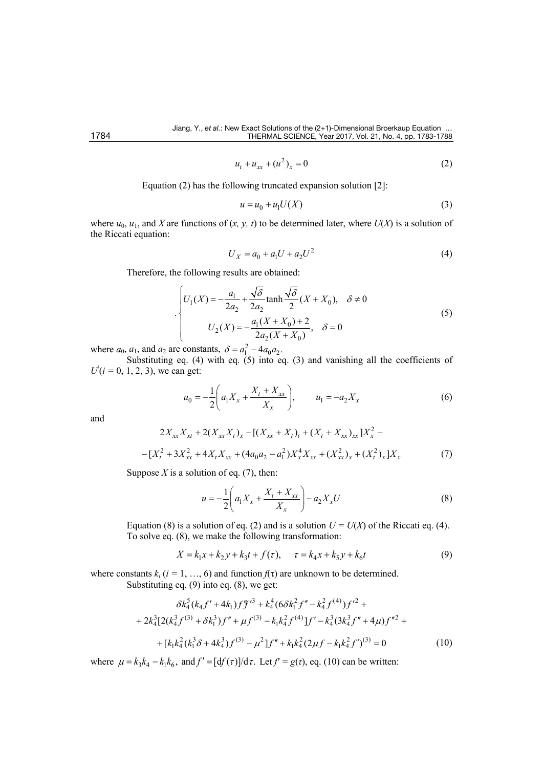$$u_t + u_{xx} + (u^2)_x = 0 \tag{2}$$

Equation (2) has the following truncated expansion solution [2]:

$$u = u_0 + u_1 U(X) \tag{3}$$

where $u_0$, $u_1$, and $X$ are functions of $(x, y, t)$ to be determined later, where $U(X)$ is a solution of the Riccati equation:

$$U_X = a_0 + a_1 U + a_2 U^2 \tag{4}$$

Therefore, the following results are obtained:

$$\cdot \begin{cases} U_1(X) = -\dfrac{a_1}{2a_2} + \dfrac{\sqrt{\delta}}{2a_2}\tanh\dfrac{\sqrt{\delta}}{2}(X + X_0), & \delta \neq 0 \\ U_2(X) = -\dfrac{a_1(X + X_0) + 2}{2a_2(X + X_0)}, & \delta = 0 \end{cases} \tag{5}$$

where $a_0$, $a_1$, and $a_2$ are constants, $\delta = a_1^2 - 4a_0 a_2$.

Substituting eq. (4) with eq. (5) into eq. (3) and vanishing all the coefficients of $U^i (i = 0, 1, 2, 3)$, we can get:

$$u_0 = -\frac{1}{2}\left(a_1 X_x + \frac{X_t + X_{xx}}{X_x}\right), \qquad u_1 = -a_2 X_x \tag{6}$$

and

$$\begin{gathered} 2X_{xx}X_{xt} + 2(X_{xx}X_t)_x - [(X_{xx} + X_t)_t + (X_t + X_{xx})_{xx}]X_x^2 - \\ -[X_t^2 + 3X_{xx}^2 + 4X_t X_{xx} + (4a_0a_2 - a_1^2)X_x^4 X_{xx} + (X_{xx}^2)_x + (X_t^2)_x]X_x \end{gathered} \tag{7}$$

Suppose $X$ is a solution of eq. (7), then:

$$u = -\frac{1}{2}\left(a_1 X_x + \frac{X_t + X_{xx}}{X_x}\right) - a_2 X_x U \tag{8}$$

Equation (8) is a solution of eq. (2) and is a solution $U = U(X)$ of the Riccati eq. (4). To solve eq. (8), we make the following transformation:

$$X = k_1 x + k_2 y + k_3 t + f(\tau), \qquad \tau = k_4 x + k_5 y + k_6 t \tag{9}$$

where constants $k_i$ ($i = 1, \ldots, 6$) and function $f(\tau)$ are unknown to be determined.

Substituting eq. (9) into eq. (8), we get:

$$\begin{gathered} \delta k_4^5 (k_4 f' + 4k_1) f'' f'^3 + k_4^4 (6\delta k_1^2 f'' - k_4^2 f^{(4)}) f'^2 + \\ + 2k_4^3 [2(k_4^3 f^{(3)} + \delta k_1^3) f'' + \mu f^{(3)} - k_1 k_4^2 f^{(4)}] f' - k_4^3 (3k_4^3 f'' + 4\mu) f''^2 + \\ + [k_1 k_4^2 (k_1^3 \delta + 4k_4^3) f^{(3)} - \mu^2] f'' + k_1 k_4^2 (2\mu f - k_1 k_4^2 f')^{(3)} = 0 \end{gathered} \tag{10}$$

where $\mu = k_3 k_4 - k_1 k_6$, and $f' = [\mathrm{d}f(\tau)]/\mathrm{d}\tau$. Let $f' = g(\tau)$, eq. (10) can be written: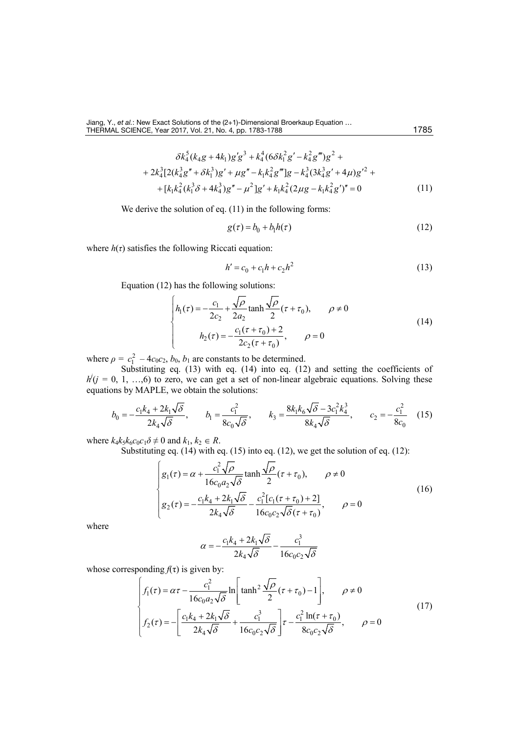$$
\begin{aligned}
&\delta k_4^5(k_4 g+4k_1)g'g^3+k_4^4(6\delta k_1^2 g'-k_4^2 g''')g^2+\\
&+2k_4^3[2(k_4^3 g''+\delta k_1^3)g'+\mu g''-k_1 k_4^2 g''']g-k_4^3(3k_4^3 g'+4\mu)g'^2+\\
&+[k_1 k_4^2(k_1^3\delta+4k_4^3)g''-\mu^2]g'+k_1 k_4^2(2\mu g-k_1 k_4^2 g')''=0
\end{aligned} \tag{11}
$$

We derive the solution of eq. (11) in the following forms:

$$
g(\tau)=b_0+b_1 h(\tau) \tag{12}
$$

where $h(\tau)$ satisfies the following Riccati equation:

$$
h'=c_0+c_1 h+c_2 h^2 \tag{13}
$$

Equation (12) has the following solutions:

$$
\begin{cases}
h_1(\tau)=-\dfrac{c_1}{2c_2}+\dfrac{\sqrt{\rho}}{2a_2}\tanh\dfrac{\sqrt{\rho}}{2}(\tau+\tau_0), & \rho\neq 0\\[2ex]
h_2(\tau)=-\dfrac{c_1(\tau+\tau_0)+2}{2c_2(\tau+\tau_0)}, & \rho=0
\end{cases} \tag{14}
$$

where $\rho = c_1^2 - 4c_0c_2$, $b_0$, $b_1$ are constants to be determined.

Substituting eq. (13) with eq. (14) into eq. (12) and setting the coefficients of $h^j (j = 0, 1, \ldots, 6)$ to zero, we can get a set of non-linear algebraic equations. Solving these equations by MAPLE, we obtain the solutions:

$$
b_0=-\frac{c_1 k_4+2k_1\sqrt{\delta}}{2k_4\sqrt{\delta}},\qquad b_1=\frac{c_1^2}{8c_0\sqrt{\delta}},\qquad k_3=\frac{8k_1 k_6\sqrt{\delta}-3c_1^2 k_4^3}{8k_4\sqrt{\delta}},\qquad c_2=-\frac{c_1^2}{8c_0} \tag{15}
$$

where $k_4k_5k_6c_0c_1\delta \neq 0$ and $k_1, k_2 \in R$.

Substituting eq. (14) with eq. (15) into eq. (12), we get the solution of eq. (12):

$$
\begin{cases}
g_1(\tau)=\alpha+\dfrac{c_1^2\sqrt{\rho}}{16c_0 a_2\sqrt{\delta}}\tanh\dfrac{\sqrt{\rho}}{2}(\tau+\tau_0), & \rho\neq 0\\[2ex]
g_2(\tau)=-\dfrac{c_1 k_4+2k_1\sqrt{\delta}}{2k_4\sqrt{\delta}}-\dfrac{c_1^2[c_1(\tau+\tau_0)+2]}{16c_0 c_2\sqrt{\delta}(\tau+\tau_0)}, & \rho=0
\end{cases} \tag{16}
$$

where

$$
\alpha=-\frac{c_1 k_4+2k_1\sqrt{\delta}}{2k_4\sqrt{\delta}}-\frac{c_1^3}{16c_0 c_2\sqrt{\delta}}
$$

whose corresponding $f(\tau)$ is given by:

$$
\begin{cases}
f_1(\tau)=\alpha\tau-\dfrac{c_1^2}{16c_0 a_2\sqrt{\delta}}\ln\left[\tanh^2\dfrac{\sqrt{\rho}}{2}(\tau+\tau_0)-1\right], & \rho\neq 0\\[2ex]
f_2(\tau)=-\left[\dfrac{c_1 k_4+2k_1\sqrt{\delta}}{2k_4\sqrt{\delta}}+\dfrac{c_1^3}{16c_0 c_2\sqrt{\delta}}\right]\tau-\dfrac{c_1^2\ln(\tau+\tau_0)}{8c_0 c_2\sqrt{\delta}}, & \rho=0
\end{cases} \tag{17}
$$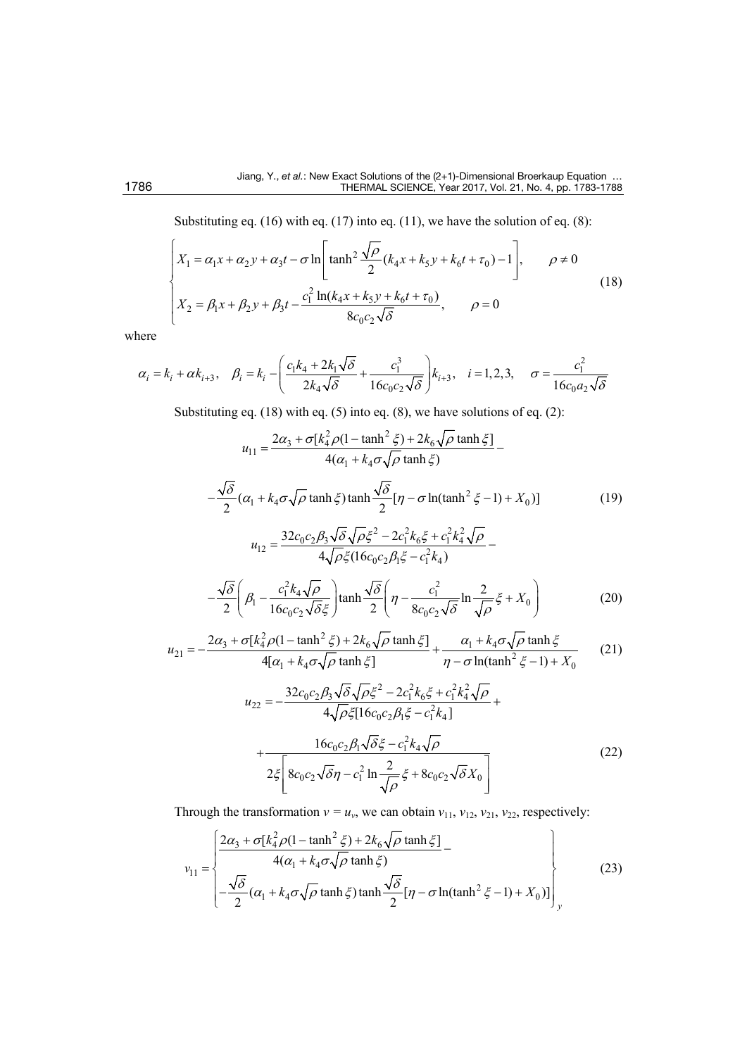Substituting eq. (16) with eq. (17) into eq. (11), we have the solution of eq. (8):

$$
\begin{cases}
X_1 = \alpha_1 x + \alpha_2 y + \alpha_3 t - \sigma \ln\left[\tanh^2 \dfrac{\sqrt{\rho}}{2}(k_4 x + k_5 y + k_6 t + \tau_0) - 1\right], & \rho \neq 0 \\[2ex]
X_2 = \beta_1 x + \beta_2 y + \beta_3 t - \dfrac{c_1^2 \ln(k_4 x + k_5 y + k_6 t + \tau_0)}{8 c_0 c_2 \sqrt{\delta}}, & \rho = 0
\end{cases}
\tag{18}
$$

where

$$
\alpha_i = k_i + \alpha k_{i+3}, \quad \beta_i = k_i - \left(\frac{c_1 k_4 + 2k_1\sqrt{\delta}}{2k_4\sqrt{\delta}} + \frac{c_1^3}{16 c_0 c_2 \sqrt{\delta}}\right) k_{i+3}, \quad i = 1,2,3, \quad \sigma = \frac{c_1^2}{16 c_0 a_2 \sqrt{\delta}}
$$

Substituting eq. (18) with eq. (5) into eq. (8), we have solutions of eq. (2):

$$
u_{11} = \frac{2\alpha_3 + \sigma[k_4^2 \rho(1 - \tanh^2 \xi) + 2k_6\sqrt{\rho}\tanh\xi]}{4(\alpha_1 + k_4\sigma\sqrt{\rho}\tanh\xi)} - 
$$

$$
-\frac{\sqrt{\delta}}{2}(\alpha_1 + k_4\sigma\sqrt{\rho}\tanh\xi)\tanh\frac{\sqrt{\delta}}{2}[\eta - \sigma\ln(\tanh^2\xi - 1) + X_0)] \tag{19}
$$

$$
u_{12} = \frac{32 c_0 c_2 \beta_3 \sqrt{\delta}\sqrt{\rho}\xi^2 - 2c_1^2 k_6 \xi + c_1^2 k_4^2 \sqrt{\rho}}{4\sqrt{\rho}\xi(16 c_0 c_2 \beta_1 \xi - c_1^2 k_4)} - 
$$

$$
-\frac{\sqrt{\delta}}{2}\left(\beta_1 - \frac{c_1^2 k_4 \sqrt{\rho}}{16 c_0 c_2 \sqrt{\delta}\xi}\right)\tanh\frac{\sqrt{\delta}}{2}\left(\eta - \frac{c_1^2}{8 c_0 c_2 \sqrt{\delta}}\ln\frac{2}{\sqrt{\rho}}\xi + X_0\right) \tag{20}
$$

$$
u_{21} = -\frac{2\alpha_3 + \sigma[k_4^2\rho(1 - \tanh^2\xi) + 2k_6\sqrt{\rho}\tanh\xi]}{4[\alpha_1 + k_4\sigma\sqrt{\rho}\tanh\xi]} + \frac{\alpha_1 + k_4\sigma\sqrt{\rho}\tanh\xi}{\eta - \sigma\ln(\tanh^2\xi - 1) + X_0} \tag{21}
$$

$$
u_{22} = -\frac{32 c_0 c_2 \beta_3 \sqrt{\delta}\sqrt{\rho}\xi^2 - 2c_1^2 k_6 \xi + c_1^2 k_4^2 \sqrt{\rho}}{4\sqrt{\rho}\xi[16 c_0 c_2 \beta_1 \xi - c_1^2 k_4]} + 
$$

$$
+\frac{16 c_0 c_2 \beta_1 \sqrt{\delta}\xi - c_1^2 k_4 \sqrt{\rho}}{2\xi\left[8 c_0 c_2 \sqrt{\delta}\eta - c_1^2 \ln\dfrac{2}{\sqrt{\rho}}\xi + 8 c_0 c_2 \sqrt{\delta} X_0\right]} \tag{22}
$$

Through the transformation $v = u_y$, we can obtain $v_{11}$, $v_{12}$, $v_{21}$, $v_{22}$, respectively:

$$
v_{11} = \left\{
\begin{aligned}
&\frac{2\alpha_3 + \sigma[k_4^2\rho(1 - \tanh^2\xi) + 2k_6\sqrt{\rho}\tanh\xi]}{4(\alpha_1 + k_4\sigma\sqrt{\rho}\tanh\xi)} - \\
&-\frac{\sqrt{\delta}}{2}(\alpha_1 + k_4\sigma\sqrt{\rho}\tanh\xi)\tanh\frac{\sqrt{\delta}}{2}[\eta - \sigma\ln(\tanh^2\xi - 1) + X_0)]
\end{aligned}
\right\}_y \tag{23}
$$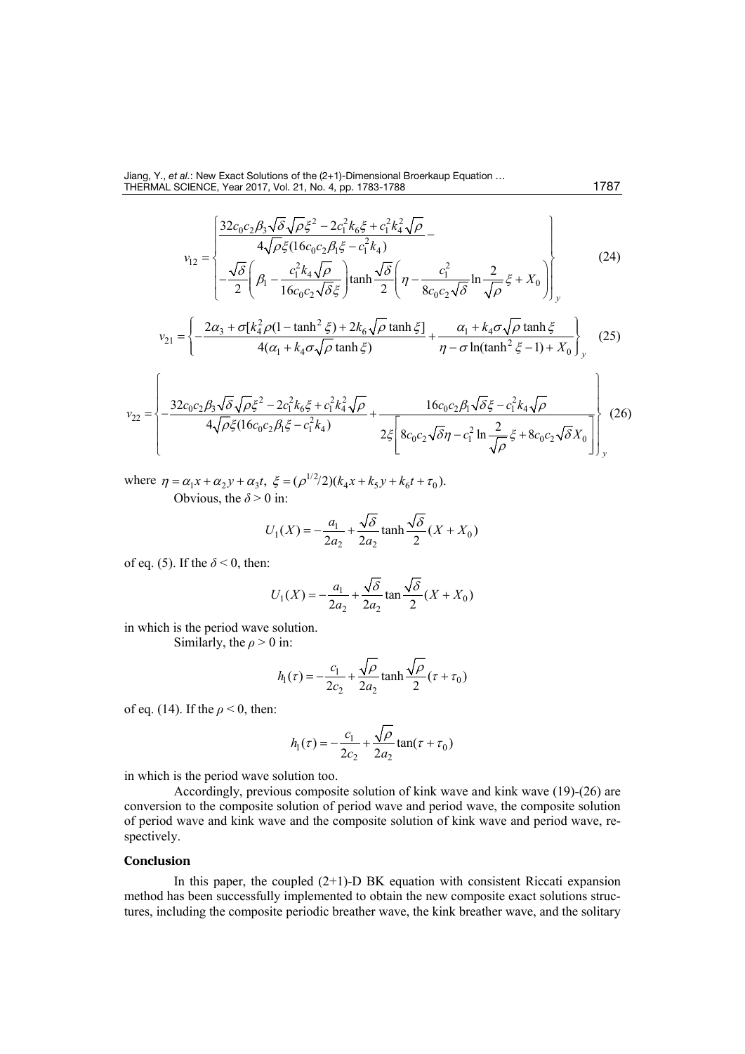$$
v_{12} = \left\{ \begin{array}{l} \dfrac{32c_0c_2\beta_3\sqrt{\delta}\sqrt{\rho}\xi^2 - 2c_1^2k_6\xi + c_1^2k_4^2\sqrt{\rho}}{4\sqrt{\rho}\xi(16c_0c_2\beta_1\xi - c_1^2k_4)} - \\ -\dfrac{\sqrt{\delta}}{2}\left(\beta_1 - \dfrac{c_1^2k_4\sqrt{\rho}}{16c_0c_2\sqrt{\delta}\xi}\right)\tanh\dfrac{\sqrt{\delta}}{2}\left(\eta - \dfrac{c_1^2}{8c_0c_2\sqrt{\delta}}\ln\dfrac{2}{\sqrt{\rho}}\xi + X_0\right) \end{array} \right\}_y \tag{24}
$$

$$
v_{21} = \left\{ -\frac{2\alpha_3 + \sigma[k_4^2\rho(1-\tanh^2\xi) + 2k_6\sqrt{\rho}\tanh\xi]}{4(\alpha_1 + k_4\sigma\sqrt{\rho}\tanh\xi)} + \frac{\alpha_1 + k_4\sigma\sqrt{\rho}\tanh\xi}{\eta - \sigma\ln(\tanh^2\xi - 1) + X_0} \right\}_y \tag{25}
$$

$$
v_{22} = \left\{ -\frac{32c_0c_2\beta_3\sqrt{\delta}\sqrt{\rho}\xi^2 - 2c_1^2k_6\xi + c_1^2k_4^2\sqrt{\rho}}{4\sqrt{\rho}\xi(16c_0c_2\beta_1\xi - c_1^2k_4)} + \frac{16c_0c_2\beta_1\sqrt{\delta}\xi - c_1^2k_4\sqrt{\rho}}{2\xi\left[8c_0c_2\sqrt{\delta}\eta - c_1^2\ln\dfrac{2}{\sqrt{\rho}}\xi + 8c_0c_2\sqrt{\delta}X_0\right]} \right\}_y \tag{26}
$$

where $\eta = \alpha_1 x + \alpha_2 y + \alpha_3 t,\ \xi = (\rho^{1/2}/2)(k_4 x + k_5 y + k_6 t + \tau_0)$.

Obvious, the $\delta > 0$ in:

$$
U_1(X) = -\frac{a_1}{2a_2} + \frac{\sqrt{\delta}}{2a_2}\tanh\frac{\sqrt{\delta}}{2}(X + X_0)
$$

of eq. (5). If the $\delta < 0$, then:

$$
U_1(X) = -\frac{a_1}{2a_2} + \frac{\sqrt{\delta}}{2a_2}\tan\frac{\sqrt{\delta}}{2}(X + X_0)
$$

in which is the period wave solution.

Similarly, the $\rho > 0$ in:

$$
h_1(\tau) = -\frac{c_1}{2c_2} + \frac{\sqrt{\rho}}{2a_2}\tanh\frac{\sqrt{\rho}}{2}(\tau + \tau_0)
$$

of eq. (14). If the $\rho < 0$, then:

$$
h_1(\tau) = -\frac{c_1}{2c_2} + \frac{\sqrt{\rho}}{2a_2}\tan(\tau + \tau_0)
$$

in which is the period wave solution too.

Accordingly, previous composite solution of kink wave and kink wave (19)-(26) are conversion to the composite solution of period wave and period wave, the composite solution of period wave and kink wave and the composite solution of kink wave and period wave, respectively.

## Conclusion

In this paper, the coupled (2+1)-D BK equation with consistent Riccati expansion method has been successfully implemented to obtain the new composite exact solutions structures, including the composite periodic breather wave, the kink breather wave, and the solitary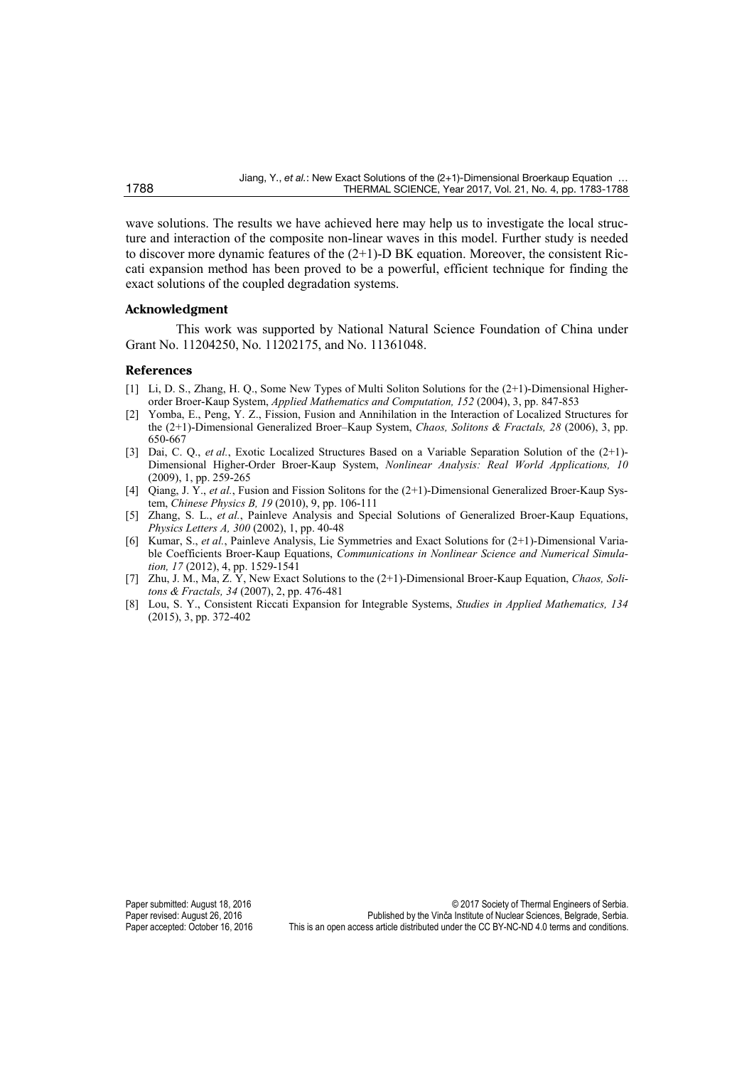wave solutions. The results we have achieved here may help us to investigate the local structure and interaction of the composite non-linear waves in this model. Further study is needed to discover more dynamic features of the (2+1)-D BK equation. Moreover, the consistent Riccati expansion method has been proved to be a powerful, efficient technique for finding the exact solutions of the coupled degradation systems.

## Acknowledgment

This work was supported by National Natural Science Foundation of China under Grant No. 11204250, No. 11202175, and No. 11361048.

## References

- [1] Li, D. S., Zhang, H. Q., Some New Types of Multi Soliton Solutions for the (2+1)-Dimensional Higher-order Broer-Kaup System, *Applied Mathematics and Computation, 152* (2004), 3, pp. 847-853
- [2] Yomba, E., Peng, Y. Z., Fission, Fusion and Annihilation in the Interaction of Localized Structures for the (2+1)-Dimensional Generalized Broer–Kaup System, *Chaos, Solitons & Fractals, 28* (2006), 3, pp. 650-667
- [3] Dai, C. Q., *et al.*, Exotic Localized Structures Based on a Variable Separation Solution of the (2+1)-Dimensional Higher-Order Broer-Kaup System, *Nonlinear Analysis: Real World Applications, 10* (2009), 1, pp. 259-265
- [4] Qiang, J. Y., *et al.*, Fusion and Fission Solitons for the (2+1)-Dimensional Generalized Broer-Kaup System, *Chinese Physics B, 19* (2010), 9, pp. 106-111
- [5] Zhang, S. L., *et al.*, Painleve Analysis and Special Solutions of Generalized Broer-Kaup Equations, *Physics Letters A, 300* (2002), 1, pp. 40-48
- [6] Kumar, S., *et al.*, Painleve Analysis, Lie Symmetries and Exact Solutions for (2+1)-Dimensional Variable Coefficients Broer-Kaup Equations, *Communications in Nonlinear Science and Numerical Simulation, 17* (2012), 4, pp. 1529-1541
- [7] Zhu, J. M., Ma, Z. Y, New Exact Solutions to the (2+1)-Dimensional Broer-Kaup Equation, *Chaos, Solitons & Fractals, 34* (2007), 2, pp. 476-481
- [8] Lou, S. Y., Consistent Riccati Expansion for Integrable Systems, *Studies in Applied Mathematics, 134* (2015), 3, pp. 372-402

Paper submitted: August 18, 2016
Paper revised: August 26, 2016
Paper accepted: October 16, 2016

© 2017 Society of Thermal Engineers of Serbia.
Published by the Vinča Institute of Nuclear Sciences, Belgrade, Serbia.
This is an open access article distributed under the CC BY-NC-ND 4.0 terms and conditions.